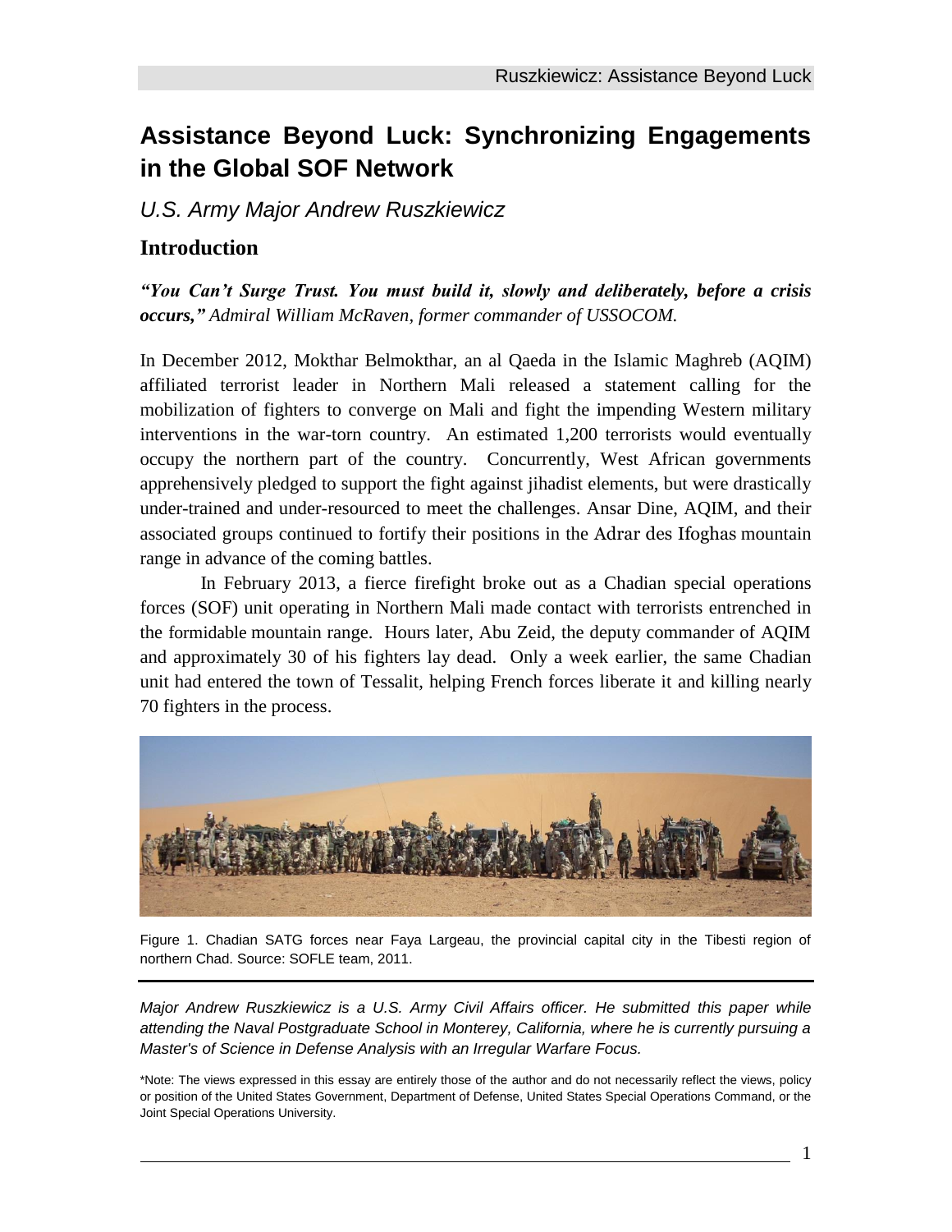# Assistance Beyond Luck: Synchronizing Engagements in the Global SOF Network

*U.S. Army Major Andrew Ruszkiewicz*

## Introduction

***"You Can't Surge Trust. You must build it, slowly and deliberately, before a crisis occurs,"*** *Admiral William McRaven, former commander of USSOCOM.*

In December 2012, Mokthar Belmokthar, an al Qaeda in the Islamic Maghreb (AQIM) affiliated terrorist leader in Northern Mali released a statement calling for the mobilization of fighters to converge on Mali and fight the impending Western military interventions in the war-torn country. An estimated 1,200 terrorists would eventually occupy the northern part of the country. Concurrently, West African governments apprehensively pledged to support the fight against jihadist elements, but were drastically under-trained and under-resourced to meet the challenges. Ansar Dine, AQIM, and their associated groups continued to fortify their positions in the Adrar des Ifoghas mountain range in advance of the coming battles.

In February 2013, a fierce firefight broke out as a Chadian special operations forces (SOF) unit operating in Northern Mali made contact with terrorists entrenched in the formidable mountain range. Hours later, Abu Zeid, the deputy commander of AQIM and approximately 30 of his fighters lay dead. Only a week earlier, the same Chadian unit had entered the town of Tessalit, helping French forces liberate it and killing nearly 70 fighters in the process.

Figure 1. Chadian SATG forces near Faya Largeau, the provincial capital city in the Tibesti region of northern Chad. Source: SOFLE team, 2011.

---

*Major Andrew Ruszkiewicz is a U.S. Army Civil Affairs officer. He submitted this paper while attending the Naval Postgraduate School in Monterey, California, where he is currently pursuing a Master's of Science in Defense Analysis with an Irregular Warfare Focus.*

*Note: The views expressed in this essay are entirely those of the author and do not necessarily reflect the views, policy or position of the United States Government, Department of Defense, United States Special Operations Command, or the Joint Special Operations University.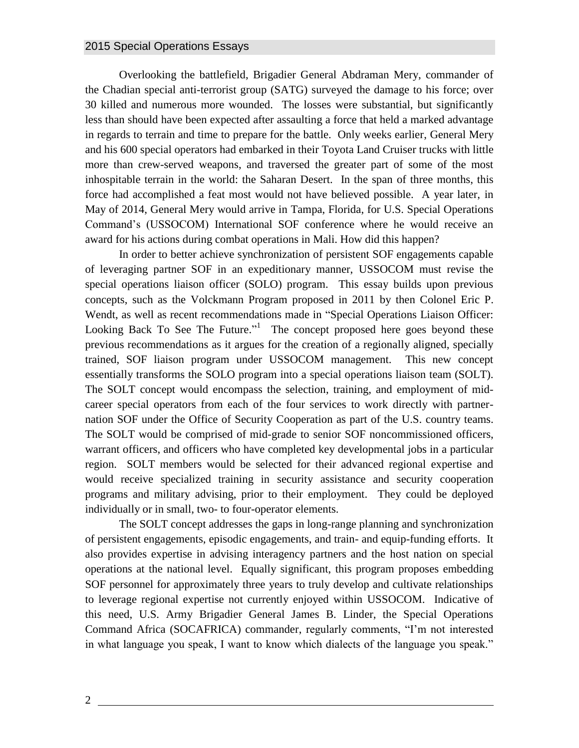Overlooking the battlefield, Brigadier General Abdraman Mery, commander of the Chadian special anti-terrorist group (SATG) surveyed the damage to his force; over 30 killed and numerous more wounded. The losses were substantial, but significantly less than should have been expected after assaulting a force that held a marked advantage in regards to terrain and time to prepare for the battle. Only weeks earlier, General Mery and his 600 special operators had embarked in their Toyota Land Cruiser trucks with little more than crew-served weapons, and traversed the greater part of some of the most inhospitable terrain in the world: the Saharan Desert. In the span of three months, this force had accomplished a feat most would not have believed possible. A year later, in May of 2014, General Mery would arrive in Tampa, Florida, for U.S. Special Operations Command's (USSOCOM) International SOF conference where he would receive an award for his actions during combat operations in Mali. How did this happen?

In order to better achieve synchronization of persistent SOF engagements capable of leveraging partner SOF in an expeditionary manner, USSOCOM must revise the special operations liaison officer (SOLO) program. This essay builds upon previous concepts, such as the Volckmann Program proposed in 2011 by then Colonel Eric P. Wendt, as well as recent recommendations made in "Special Operations Liaison Officer: Looking Back To See The Future."[1] The concept proposed here goes beyond these previous recommendations as it argues for the creation of a regionally aligned, specially trained, SOF liaison program under USSOCOM management. This new concept essentially transforms the SOLO program into a special operations liaison team (SOLT). The SOLT concept would encompass the selection, training, and employment of mid-career special operators from each of the four services to work directly with partner-nation SOF under the Office of Security Cooperation as part of the U.S. country teams. The SOLT would be comprised of mid-grade to senior SOF noncommissioned officers, warrant officers, and officers who have completed key developmental jobs in a particular region. SOLT members would be selected for their advanced regional expertise and would receive specialized training in security assistance and security cooperation programs and military advising, prior to their employment. They could be deployed individually or in small, two- to four-operator elements.

The SOLT concept addresses the gaps in long-range planning and synchronization of persistent engagements, episodic engagements, and train- and equip-funding efforts. It also provides expertise in advising interagency partners and the host nation on special operations at the national level. Equally significant, this program proposes embedding SOF personnel for approximately three years to truly develop and cultivate relationships to leverage regional expertise not currently enjoyed within USSOCOM. Indicative of this need, U.S. Army Brigadier General James B. Linder, the Special Operations Command Africa (SOCAFRICA) commander, regularly comments, "I'm not interested in what language you speak, I want to know which dialects of the language you speak."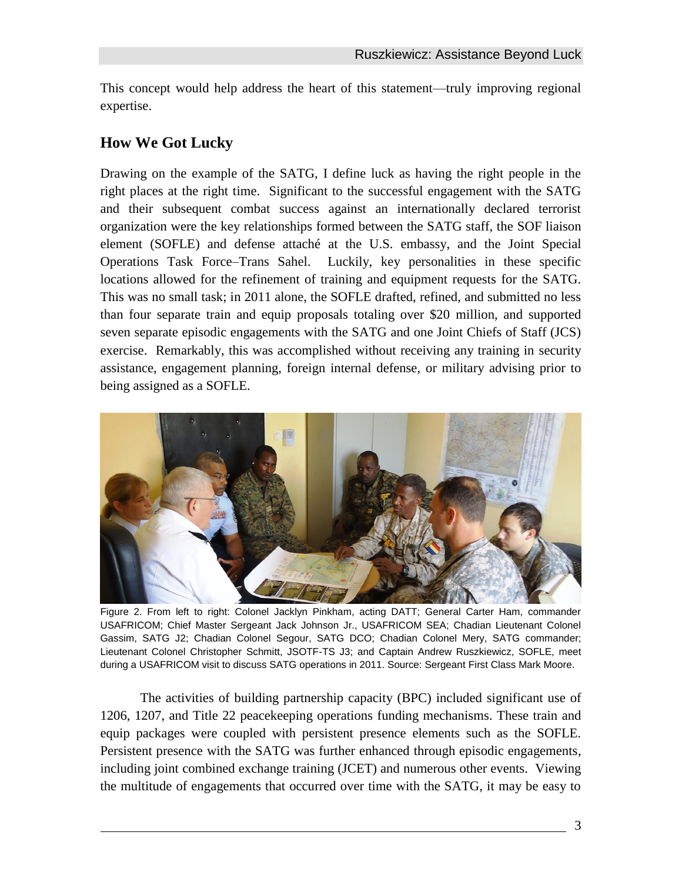This concept would help address the heart of this statement—truly improving regional expertise.

## How We Got Lucky

Drawing on the example of the SATG, I define luck as having the right people in the right places at the right time. Significant to the successful engagement with the SATG and their subsequent combat success against an internationally declared terrorist organization were the key relationships formed between the SATG staff, the SOF liaison element (SOFLE) and defense attaché at the U.S. embassy, and the Joint Special Operations Task Force–Trans Sahel. Luckily, key personalities in these specific locations allowed for the refinement of training and equipment requests for the SATG. This was no small task; in 2011 alone, the SOFLE drafted, refined, and submitted no less than four separate train and equip proposals totaling over $20 million, and supported seven separate episodic engagements with the SATG and one Joint Chiefs of Staff (JCS) exercise. Remarkably, this was accomplished without receiving any training in security assistance, engagement planning, foreign internal defense, or military advising prior to being assigned as a SOFLE.

Figure 2. From left to right: Colonel Jacklyn Pinkham, acting DATT; General Carter Ham, commander USAFRICOM; Chief Master Sergeant Jack Johnson Jr., USAFRICOM SEA; Chadian Lieutenant Colonel Gassim, SATG J2; Chadian Colonel Segour, SATG DCO; Chadian Colonel Mery, SATG commander; Lieutenant Colonel Christopher Schmitt, JSOTF-TS J3; and Captain Andrew Ruszkiewicz, SOFLE, meet during a USAFRICOM visit to discuss SATG operations in 2011. Source: Sergeant First Class Mark Moore.

The activities of building partnership capacity (BPC) included significant use of 1206, 1207, and Title 22 peacekeeping operations funding mechanisms. These train and equip packages were coupled with persistent presence elements such as the SOFLE. Persistent presence with the SATG was further enhanced through episodic engagements, including joint combined exchange training (JCET) and numerous other events. Viewing the multitude of engagements that occurred over time with the SATG, it may be easy to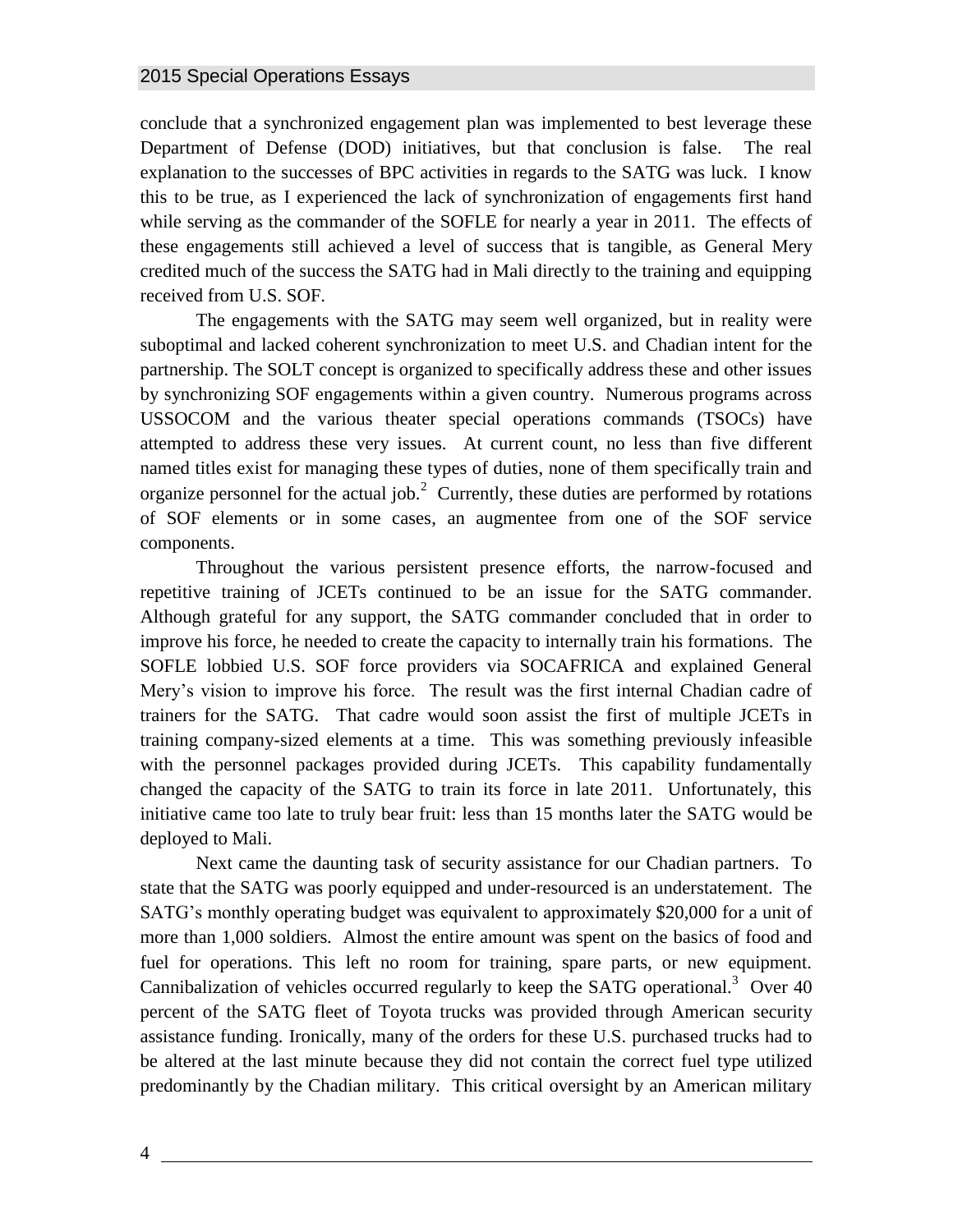conclude that a synchronized engagement plan was implemented to best leverage these Department of Defense (DOD) initiatives, but that conclusion is false. The real explanation to the successes of BPC activities in regards to the SATG was luck. I know this to be true, as I experienced the lack of synchronization of engagements first hand while serving as the commander of the SOFLE for nearly a year in 2011. The effects of these engagements still achieved a level of success that is tangible, as General Mery credited much of the success the SATG had in Mali directly to the training and equipping received from U.S. SOF.

The engagements with the SATG may seem well organized, but in reality were suboptimal and lacked coherent synchronization to meet U.S. and Chadian intent for the partnership. The SOLT concept is organized to specifically address these and other issues by synchronizing SOF engagements within a given country. Numerous programs across USSOCOM and the various theater special operations commands (TSOCs) have attempted to address these very issues. At current count, no less than five different named titles exist for managing these types of duties, none of them specifically train and organize personnel for the actual job.[2] Currently, these duties are performed by rotations of SOF elements or in some cases, an augmentee from one of the SOF service components.

Throughout the various persistent presence efforts, the narrow-focused and repetitive training of JCETs continued to be an issue for the SATG commander. Although grateful for any support, the SATG commander concluded that in order to improve his force, he needed to create the capacity to internally train his formations. The SOFLE lobbied U.S. SOF force providers via SOCAFRICA and explained General Mery's vision to improve his force. The result was the first internal Chadian cadre of trainers for the SATG. That cadre would soon assist the first of multiple JCETs in training company-sized elements at a time. This was something previously infeasible with the personnel packages provided during JCETs. This capability fundamentally changed the capacity of the SATG to train its force in late 2011. Unfortunately, this initiative came too late to truly bear fruit: less than 15 months later the SATG would be deployed to Mali.

Next came the daunting task of security assistance for our Chadian partners. To state that the SATG was poorly equipped and under-resourced is an understatement. The SATG's monthly operating budget was equivalent to approximately $20,000 for a unit of more than 1,000 soldiers. Almost the entire amount was spent on the basics of food and fuel for operations. This left no room for training, spare parts, or new equipment. Cannibalization of vehicles occurred regularly to keep the SATG operational.[3] Over 40 percent of the SATG fleet of Toyota trucks was provided through American security assistance funding. Ironically, many of the orders for these U.S. purchased trucks had to be altered at the last minute because they did not contain the correct fuel type utilized predominantly by the Chadian military. This critical oversight by an American military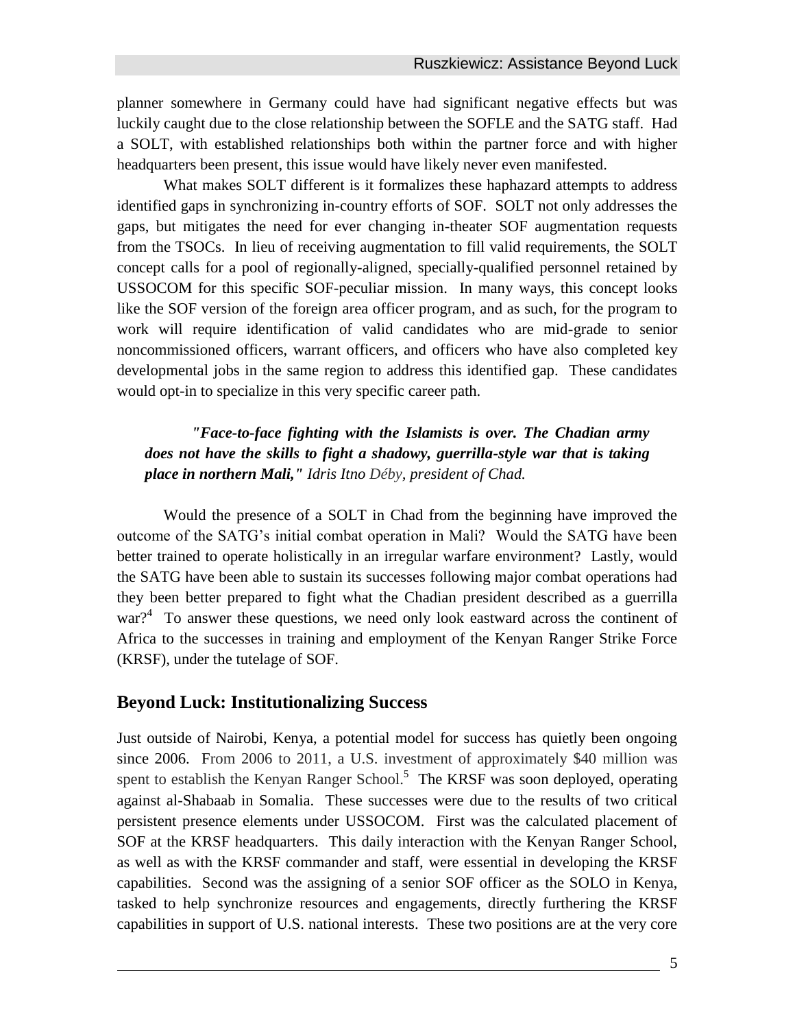planner somewhere in Germany could have had significant negative effects but was luckily caught due to the close relationship between the SOFLE and the SATG staff. Had a SOLT, with established relationships both within the partner force and with higher headquarters been present, this issue would have likely never even manifested.

What makes SOLT different is it formalizes these haphazard attempts to address identified gaps in synchronizing in-country efforts of SOF. SOLT not only addresses the gaps, but mitigates the need for ever changing in-theater SOF augmentation requests from the TSOCs. In lieu of receiving augmentation to fill valid requirements, the SOLT concept calls for a pool of regionally-aligned, specially-qualified personnel retained by USSOCOM for this specific SOF-peculiar mission. In many ways, this concept looks like the SOF version of the foreign area officer program, and as such, for the program to work will require identification of valid candidates who are mid-grade to senior noncommissioned officers, warrant officers, and officers who have also completed key developmental jobs in the same region to address this identified gap. These candidates would opt-in to specialize in this very specific career path.

> ***"Face-to-face fighting with the Islamists is over. The Chadian army does not have the skills to fight a shadowy, guerrilla-style war that is taking place in northern Mali,"*** *Idris Itno Déby, president of Chad.*

Would the presence of a SOLT in Chad from the beginning have improved the outcome of the SATG's initial combat operation in Mali? Would the SATG have been better trained to operate holistically in an irregular warfare environment? Lastly, would the SATG have been able to sustain its successes following major combat operations had they been better prepared to fight what the Chadian president described as a guerrilla war?[4] To answer these questions, we need only look eastward across the continent of Africa to the successes in training and employment of the Kenyan Ranger Strike Force (KRSF), under the tutelage of SOF.

## Beyond Luck: Institutionalizing Success

Just outside of Nairobi, Kenya, a potential model for success has quietly been ongoing since 2006. From 2006 to 2011, a U.S. investment of approximately $40 million was spent to establish the Kenyan Ranger School.[5] The KRSF was soon deployed, operating against al-Shabaab in Somalia. These successes were due to the results of two critical persistent presence elements under USSOCOM. First was the calculated placement of SOF at the KRSF headquarters. This daily interaction with the Kenyan Ranger School, as well as with the KRSF commander and staff, were essential in developing the KRSF capabilities. Second was the assigning of a senior SOF officer as the SOLO in Kenya, tasked to help synchronize resources and engagements, directly furthering the KRSF capabilities in support of U.S. national interests. These two positions are at the very core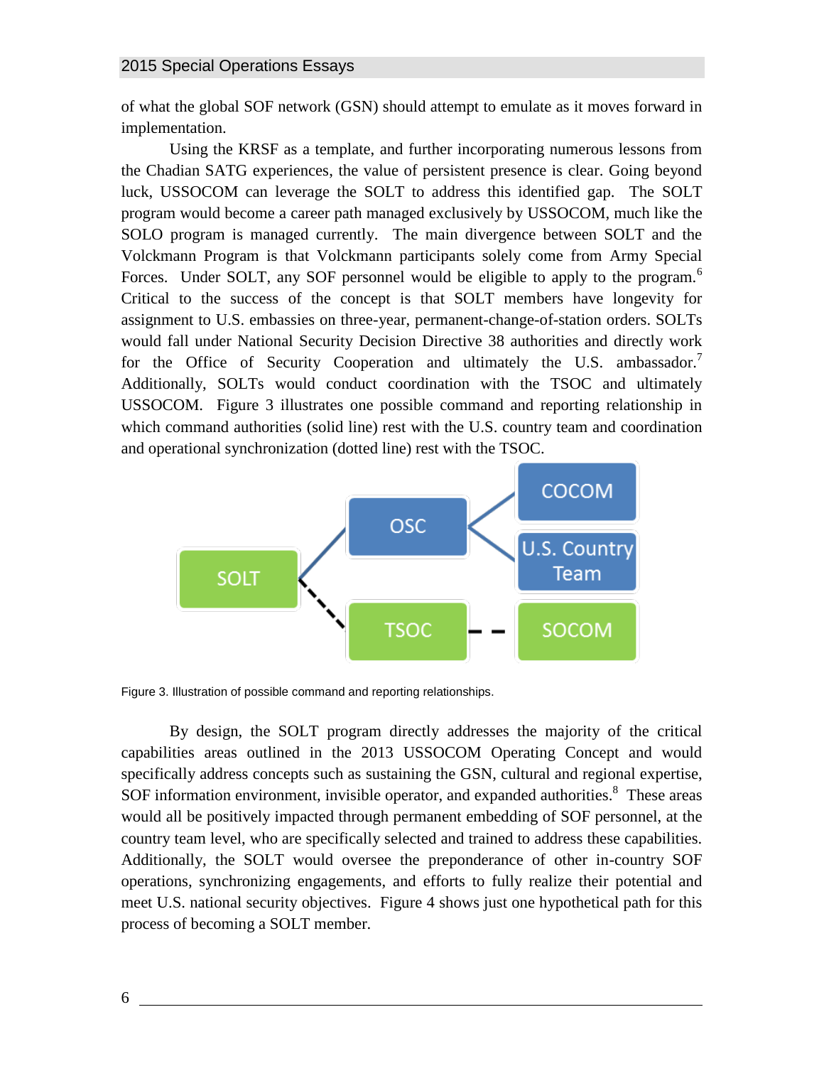of what the global SOF network (GSN) should attempt to emulate as it moves forward in implementation.

Using the KRSF as a template, and further incorporating numerous lessons from the Chadian SATG experiences, the value of persistent presence is clear. Going beyond luck, USSOCOM can leverage the SOLT to address this identified gap. The SOLT program would become a career path managed exclusively by USSOCOM, much like the SOLO program is managed currently. The main divergence between SOLT and the Volckmann Program is that Volckmann participants solely come from Army Special Forces. Under SOLT, any SOF personnel would be eligible to apply to the program.[6] Critical to the success of the concept is that SOLT members have longevity for assignment to U.S. embassies on three-year, permanent-change-of-station orders. SOLTs would fall under National Security Decision Directive 38 authorities and directly work for the Office of Security Cooperation and ultimately the U.S. ambassador.[7] Additionally, SOLTs would conduct coordination with the TSOC and ultimately USSOCOM. Figure 3 illustrates one possible command and reporting relationship in which command authorities (solid line) rest with the U.S. country team and coordination and operational synchronization (dotted line) rest with the TSOC.

Figure 3. Illustration of possible command and reporting relationships.

By design, the SOLT program directly addresses the majority of the critical capabilities areas outlined in the 2013 USSOCOM Operating Concept and would specifically address concepts such as sustaining the GSN, cultural and regional expertise, SOF information environment, invisible operator, and expanded authorities.[8] These areas would all be positively impacted through permanent embedding of SOF personnel, at the country team level, who are specifically selected and trained to address these capabilities. Additionally, the SOLT would oversee the preponderance of other in-country SOF operations, synchronizing engagements, and efforts to fully realize their potential and meet U.S. national security objectives. Figure 4 shows just one hypothetical path for this process of becoming a SOLT member.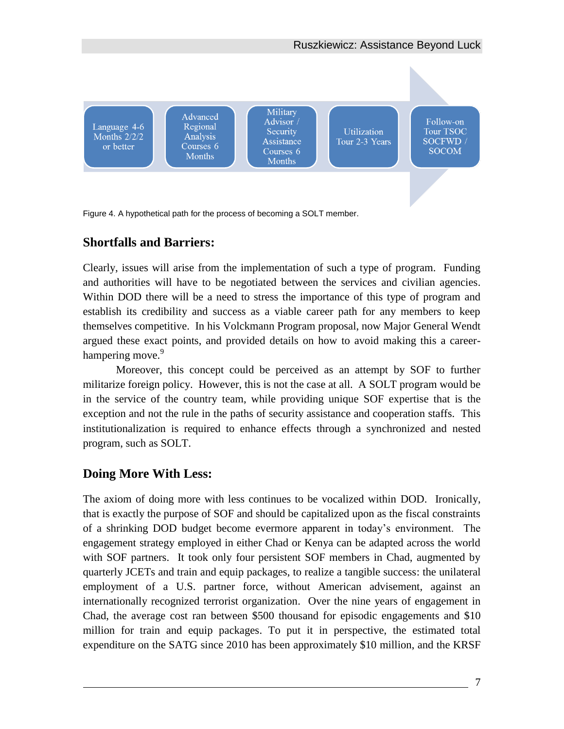Language 4-6 Months 2/2/2 or better → Advanced Regional Analysis Courses 6 Months → Military Advisor / Security Assistance Courses 6 Months → Utilization Tour 2-3 Years → Follow-on Tour TSOC SOCFWD / SOCOM

Figure 4. A hypothetical path for the process of becoming a SOLT member.

## Shortfalls and Barriers:

Clearly, issues will arise from the implementation of such a type of program. Funding and authorities will have to be negotiated between the services and civilian agencies. Within DOD there will be a need to stress the importance of this type of program and establish its credibility and success as a viable career path for any members to keep themselves competitive. In his Volckmann Program proposal, now Major General Wendt argued these exact points, and provided details on how to avoid making this a career-hampering move.[9]

Moreover, this concept could be perceived as an attempt by SOF to further militarize foreign policy. However, this is not the case at all. A SOLT program would be in the service of the country team, while providing unique SOF expertise that is the exception and not the rule in the paths of security assistance and cooperation staffs. This institutionalization is required to enhance effects through a synchronized and nested program, such as SOLT.

## Doing More With Less:

The axiom of doing more with less continues to be vocalized within DOD. Ironically, that is exactly the purpose of SOF and should be capitalized upon as the fiscal constraints of a shrinking DOD budget become evermore apparent in today's environment. The engagement strategy employed in either Chad or Kenya can be adapted across the world with SOF partners. It took only four persistent SOF members in Chad, augmented by quarterly JCETs and train and equip packages, to realize a tangible success: the unilateral employment of a U.S. partner force, without American advisement, against an internationally recognized terrorist organization. Over the nine years of engagement in Chad, the average cost ran between $500 thousand for episodic engagements and $10 million for train and equip packages. To put it in perspective, the estimated total expenditure on the SATG since 2010 has been approximately $10 million, and the KRSF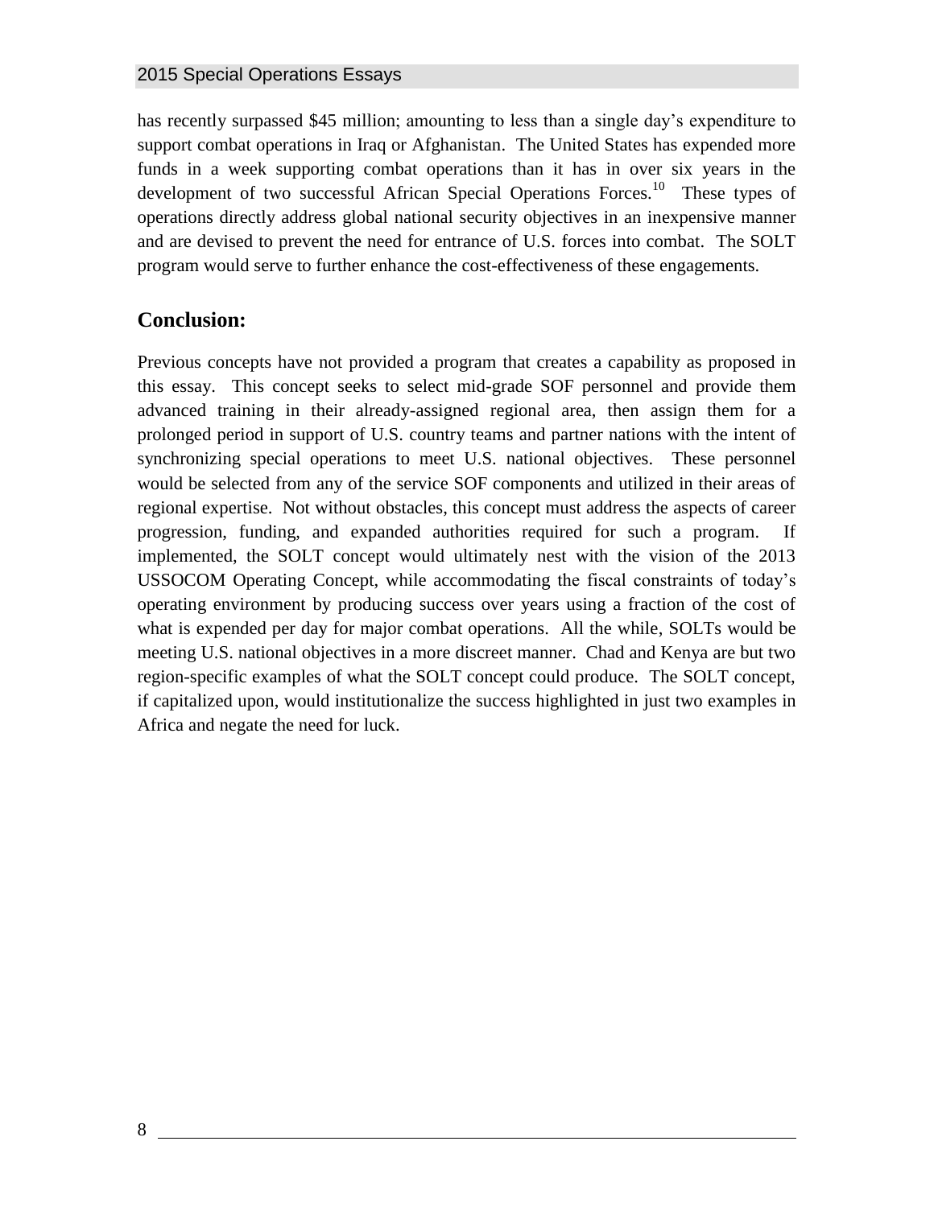has recently surpassed $45 million; amounting to less than a single day's expenditure to support combat operations in Iraq or Afghanistan. The United States has expended more funds in a week supporting combat operations than it has in over six years in the development of two successful African Special Operations Forces.[10] These types of operations directly address global national security objectives in an inexpensive manner and are devised to prevent the need for entrance of U.S. forces into combat. The SOLT program would serve to further enhance the cost-effectiveness of these engagements.

## Conclusion:

Previous concepts have not provided a program that creates a capability as proposed in this essay. This concept seeks to select mid-grade SOF personnel and provide them advanced training in their already-assigned regional area, then assign them for a prolonged period in support of U.S. country teams and partner nations with the intent of synchronizing special operations to meet U.S. national objectives. These personnel would be selected from any of the service SOF components and utilized in their areas of regional expertise. Not without obstacles, this concept must address the aspects of career progression, funding, and expanded authorities required for such a program. If implemented, the SOLT concept would ultimately nest with the vision of the 2013 USSOCOM Operating Concept, while accommodating the fiscal constraints of today's operating environment by producing success over years using a fraction of the cost of what is expended per day for major combat operations. All the while, SOLTs would be meeting U.S. national objectives in a more discreet manner. Chad and Kenya are but two region-specific examples of what the SOLT concept could produce. The SOLT concept, if capitalized upon, would institutionalize the success highlighted in just two examples in Africa and negate the need for luck.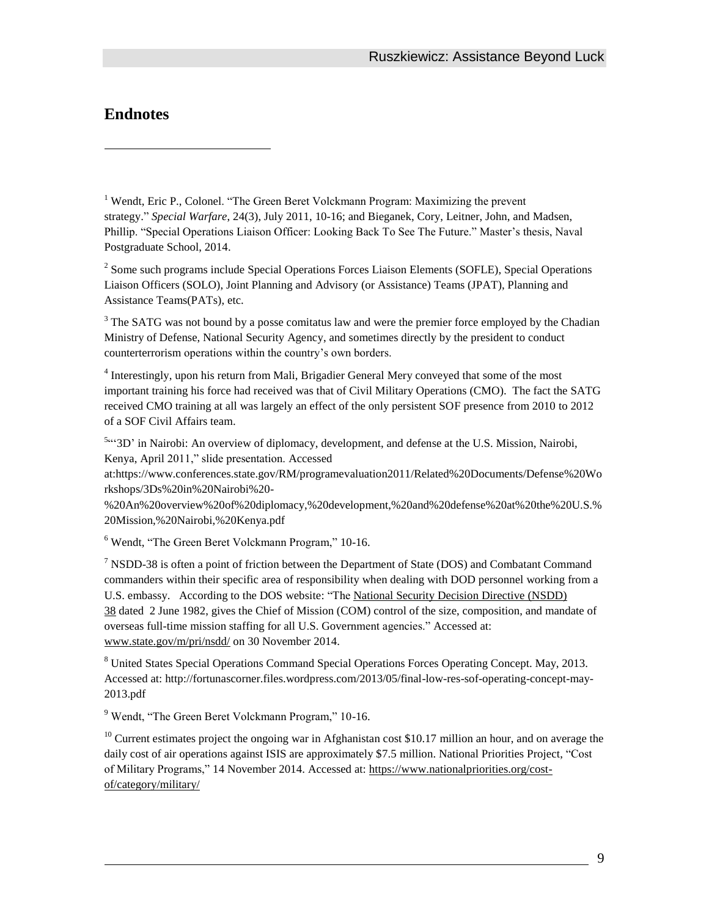## Endnotes

[1] Wendt, Eric P., Colonel. “The Green Beret Volckmann Program: Maximizing the prevent strategy.” *Special Warfare*, 24(3), July 2011, 10-16; and Bieganek, Cory, Leitner, John, and Madsen, Phillip. “Special Operations Liaison Officer: Looking Back To See The Future.” Master’s thesis, Naval Postgraduate School, 2014.

[2] Some such programs include Special Operations Forces Liaison Elements (SOFLE), Special Operations Liaison Officers (SOLO), Joint Planning and Advisory (or Assistance) Teams (JPAT), Planning and Assistance Teams(PATs), etc.

[3] The SATG was not bound by a posse comitatus law and were the premier force employed by the Chadian Ministry of Defense, National Security Agency, and sometimes directly by the president to conduct counterterrorism operations within the country’s own borders.

[4] Interestingly, upon his return from Mali, Brigadier General Mery conveyed that some of the most important training his force had received was that of Civil Military Operations (CMO). The fact the SATG received CMO training at all was largely an effect of the only persistent SOF presence from 2010 to 2012 of a SOF Civil Affairs team.

[5] “‘3D’ in Nairobi: An overview of diplomacy, development, and defense at the U.S. Mission, Nairobi, Kenya, April 2011,” slide presentation. Accessed at:https://www.conferences.state.gov/RM/programevaluation2011/Related%20Documents/Defense%20Workshops/3Ds%20in%20Nairobi%20-%20An%20overview%20of%20diplomacy,%20development,%20and%20defense%20at%20the%20U.S.%20Mission,%20Nairobi,%20Kenya.pdf

[6] Wendt, “The Green Beret Volckmann Program,” 10-16.

[7] NSDD-38 is often a point of friction between the Department of State (DOS) and Combatant Command commanders within their specific area of responsibility when dealing with DOD personnel working from a U.S. embassy. According to the DOS website: “The National Security Decision Directive (NSDD) 38 dated 2 June 1982, gives the Chief of Mission (COM) control of the size, composition, and mandate of overseas full-time mission staffing for all U.S. Government agencies.” Accessed at: www.state.gov/m/pri/nsdd/ on 30 November 2014.

[8] United States Special Operations Command Special Operations Forces Operating Concept. May, 2013. Accessed at: http://fortunascorner.files.wordpress.com/2013/05/final-low-res-sof-operating-concept-may-2013.pdf

[9] Wendt, “The Green Beret Volckmann Program,” 10-16.

[10] Current estimates project the ongoing war in Afghanistan cost $10.17 million an hour, and on average the daily cost of air operations against ISIS are approximately $7.5 million. National Priorities Project, “Cost of Military Programs,” 14 November 2014. Accessed at: https://www.nationalpriorities.org/cost-of/category/military/